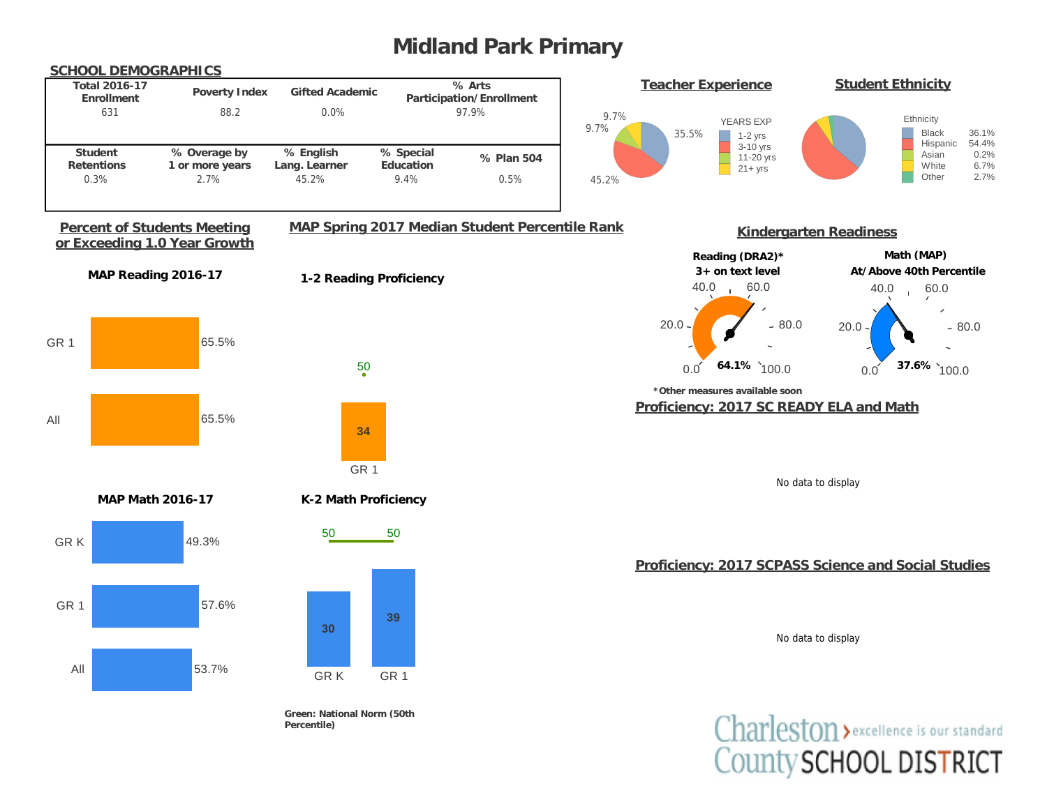# Midland Park Primary

## SCHOOL DEMOGRAPHICS

| Total 2016-17 Enrollment | Poverty Index | Gifted Academic | % Arts Participation/Enrollment | |
|---|---|---|---|---|
| 631 | 88.2 | 0.0% | 97.9% | |
| **Student Retentions** | **% Overage by 1 or more years** | **% English Lang. Learner** | **% Special Education** | **% Plan 504** |
| 0.3% | 2.7% | 45.2% | 9.4% | 0.5% |

## Teacher Experience

YEARS EXP

- 1-2 yrs: 35.5%
- 3-10 yrs: 45.2%
- 11-20 yrs: 9.7%
- 21+ yrs: 9.7%

## Student Ethnicity

| Ethnicity | |
|---|---|
| Black | 36.1% |
| Hispanic | 54.4% |
| Asian | 0.2% |
| White | 6.7% |
| Other | 2.7% |

## Percent of Students Meeting or Exceeding 1.0 Year Growth

**MAP Reading 2016-17**

| | |
|---|---|
| GR 1 | 65.5% |
| All | 65.5% |

**MAP Math 2016-17**

| | |
|---|---|
| GR K | 49.3% |
| GR 1 | 57.6% |
| All | 53.7% |

## MAP Spring 2017 Median Student Percentile Rank

**1-2 Reading Proficiency**

| | Median | National Norm |
|---|---|---|
| GR 1 | 34 | 50 |

**K-2 Math Proficiency**

| | Median | National Norm |
|---|---|---|
| GR K | 30 | 50 |
| GR 1 | 39 | 50 |

**Green: National Norm (50th Percentile)**

## Kindergarten Readiness

**Reading (DRA2)* 3+ on text level**: 64.1%

**Math (MAP) At/Above 40th Percentile**: 37.6%

***Other measures available soon**

## Proficiency: 2017 SC READY ELA and Math

No data to display

## Proficiency: 2017 SCPASS Science and Social Studies

No data to display

Charleston County SCHOOL DISTRICT
excellence is our standard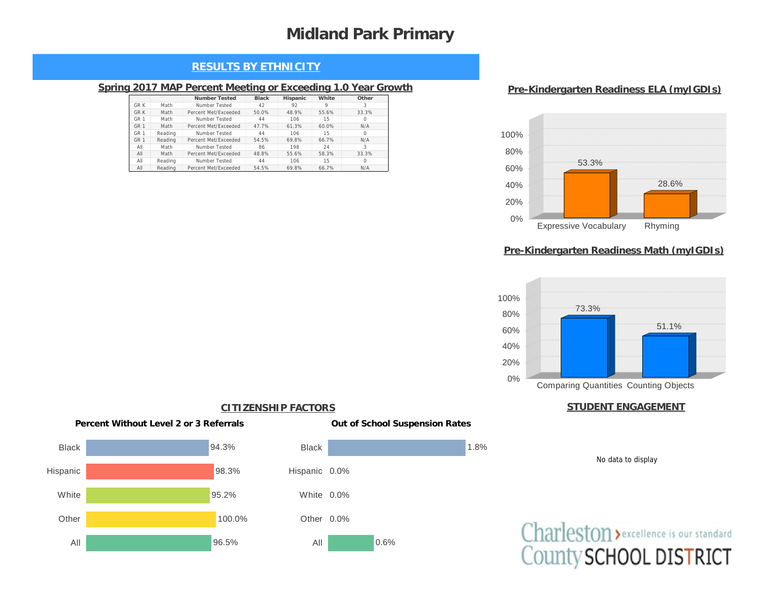# Midland Park Primary

## RESULTS BY ETHNICITY

### Spring 2017 MAP Percent Meeting or Exceeding 1.0 Year Growth

| | | Number Tested | Black | Hispanic | White | Other |
|---|---|---|---|---|---|---|
| GR K | Math | Number Tested | 42 | 92 | 9 | 3 |
| GR K | Math | Percent Met/Exceeded | 50.0% | 48.9% | 55.6% | 33.3% |
| GR 1 | Math | Number Tested | 44 | 106 | 15 | 0 |
| GR 1 | Math | Percent Met/Exceeded | 47.7% | 61.3% | 60.0% | N/A |
| GR 1 | Reading | Number Tested | 44 | 106 | 15 | 0 |
| GR 1 | Reading | Percent Met/Exceeded | 54.5% | 69.8% | 66.7% | N/A |
| All | Math | Number Tested | 86 | 198 | 24 | 3 |
| All | Math | Percent Met/Exceeded | 48.8% | 55.6% | 58.3% | 33.3% |
| All | Reading | Number Tested | 44 | 106 | 15 | 0 |
| All | Reading | Percent Met/Exceeded | 54.5% | 69.8% | 66.7% | N/A |

### Pre-Kindergarten Readiness ELA (myIGDIs)

100%
80%
60%
40%
20%
0%
53.3%
28.6%
Expressive Vocabulary
Rhyming

### Pre-Kindergarten Readiness Math (myIGDIs)

100%
80%
60%
40%
20%
0%
73.3%
51.1%
Comparing Quantities
Counting Objects

## CITIZENSHIP FACTORS

**Percent Without Level 2 or 3 Referrals**

Black 94.3%
Hispanic 98.3%
White 95.2%
Other 100.0%
All 96.5%

**Out of School Suspension Rates**

Black 1.8%
Hispanic 0.0%
White 0.0%
Other 0.0%
All 0.6%

## STUDENT ENGAGEMENT

No data to display

Charleston County SCHOOL DISTRICT › excellence is our standard